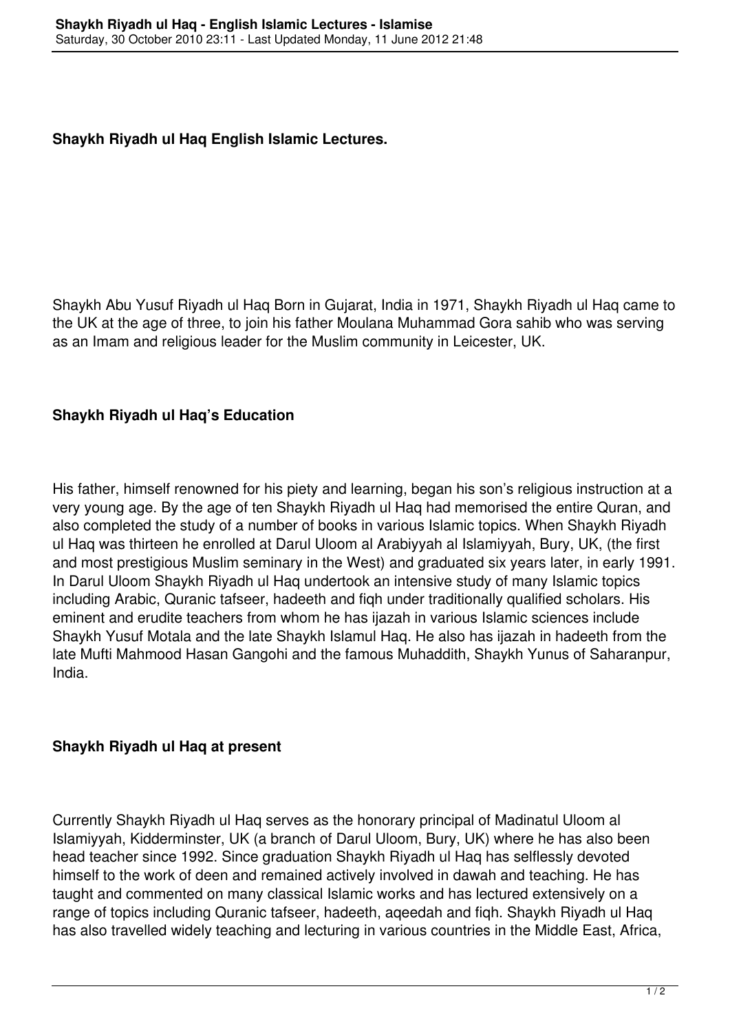**Shaykh Riyadh ul Haq English Islamic Lectures.**

Shaykh Abu Yusuf Riyadh ul Haq Born in Gujarat, India in 1971, Shaykh Riyadh ul Haq came to the UK at the age of three, to join his father Moulana Muhammad Gora sahib who was serving as an Imam and religious leader for the Muslim community in Leicester, UK.

## Shaykh Riyadh ul Haq's Education

His father, himself renowned for his piety and learning, began his son's religious instruction at a very young age. By the age of ten Shaykh Riyadh ul Haq had memorised the entire Quran, and also completed the study of a number of books in various Islamic topics. When Shaykh Riyadh ul Haq was thirteen he enrolled at Darul Uloom al Arabiyyah al Islamiyyah, Bury, UK, (the first and most prestigious Muslim seminary in the West) and graduated six years later, in early 1991. In Darul Uloom Shaykh Riyadh ul Haq undertook an intensive study of many Islamic topics including Arabic, Quranic tafseer, hadeeth and fiqh under traditionally qualified scholars. His eminent and erudite teachers from whom he has ijazah in various Islamic sciences include Shaykh Yusuf Motala and the late Shaykh Islamul Haq. He also has ijazah in hadeeth from the late Mufti Mahmood Hasan Gangohi and the famous Muhaddith, Shaykh Yunus of Saharanpur, India.

## Shaykh Riyadh ul Haq at present

Currently Shaykh Riyadh ul Haq serves as the honorary principal of Madinatul Uloom al Islamiyyah, Kidderminster, UK (a branch of Darul Uloom, Bury, UK) where he has also been head teacher since 1992. Since graduation Shaykh Riyadh ul Haq has selflessly devoted himself to the work of deen and remained actively involved in dawah and teaching. He has taught and commented on many classical Islamic works and has lectured extensively on a range of topics including Quranic tafseer, hadeeth, aqeedah and fiqh. Shaykh Riyadh ul Haq has also travelled widely teaching and lecturing in various countries in the Middle East, Africa,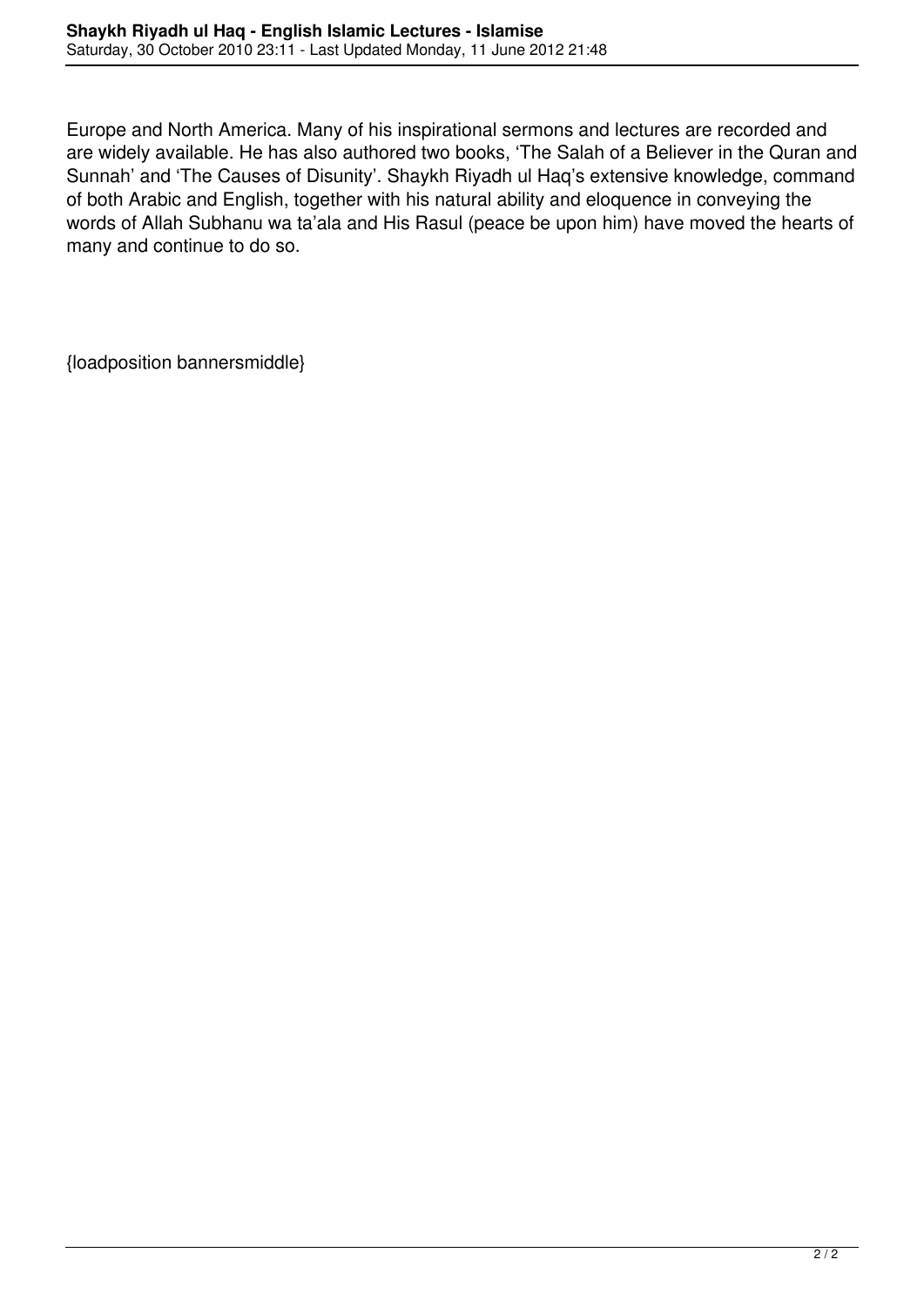Europe and North America. Many of his inspirational sermons and lectures are recorded and are widely available. He has also authored two books, ‘The Salah of a Believer in the Quran and Sunnah’ and ‘The Causes of Disunity’. Shaykh Riyadh ul Haq’s extensive knowledge, command of both Arabic and English, together with his natural ability and eloquence in conveying the words of Allah Subhanu wa ta’ala and His Rasul (peace be upon him) have moved the hearts of many and continue to do so.

{loadposition bannersmiddle}